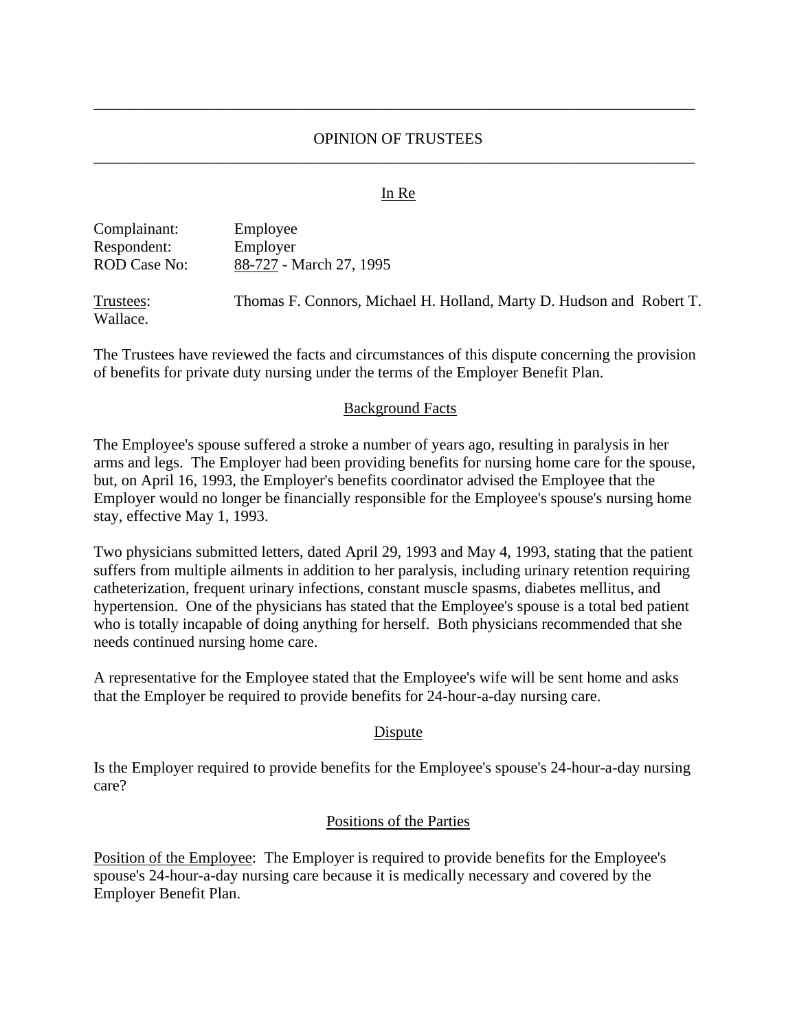# OPINION OF TRUSTEES

In Re

Complainant: Employee
Respondent: Employer
ROD Case No: 88-727 - March 27, 1995

Trustees: Thomas F. Connors, Michael H. Holland, Marty D. Hudson and Robert T. Wallace.

The Trustees have reviewed the facts and circumstances of this dispute concerning the provision of benefits for private duty nursing under the terms of the Employer Benefit Plan.

## Background Facts

The Employee's spouse suffered a stroke a number of years ago, resulting in paralysis in her arms and legs. The Employer had been providing benefits for nursing home care for the spouse, but, on April 16, 1993, the Employer's benefits coordinator advised the Employee that the Employer would no longer be financially responsible for the Employee's spouse's nursing home stay, effective May 1, 1993.

Two physicians submitted letters, dated April 29, 1993 and May 4, 1993, stating that the patient suffers from multiple ailments in addition to her paralysis, including urinary retention requiring catheterization, frequent urinary infections, constant muscle spasms, diabetes mellitus, and hypertension. One of the physicians has stated that the Employee's spouse is a total bed patient who is totally incapable of doing anything for herself. Both physicians recommended that she needs continued nursing home care.

A representative for the Employee stated that the Employee's wife will be sent home and asks that the Employer be required to provide benefits for 24-hour-a-day nursing care.

## Dispute

Is the Employer required to provide benefits for the Employee's spouse's 24-hour-a-day nursing care?

## Positions of the Parties

Position of the Employee: The Employer is required to provide benefits for the Employee's spouse's 24-hour-a-day nursing care because it is medically necessary and covered by the Employer Benefit Plan.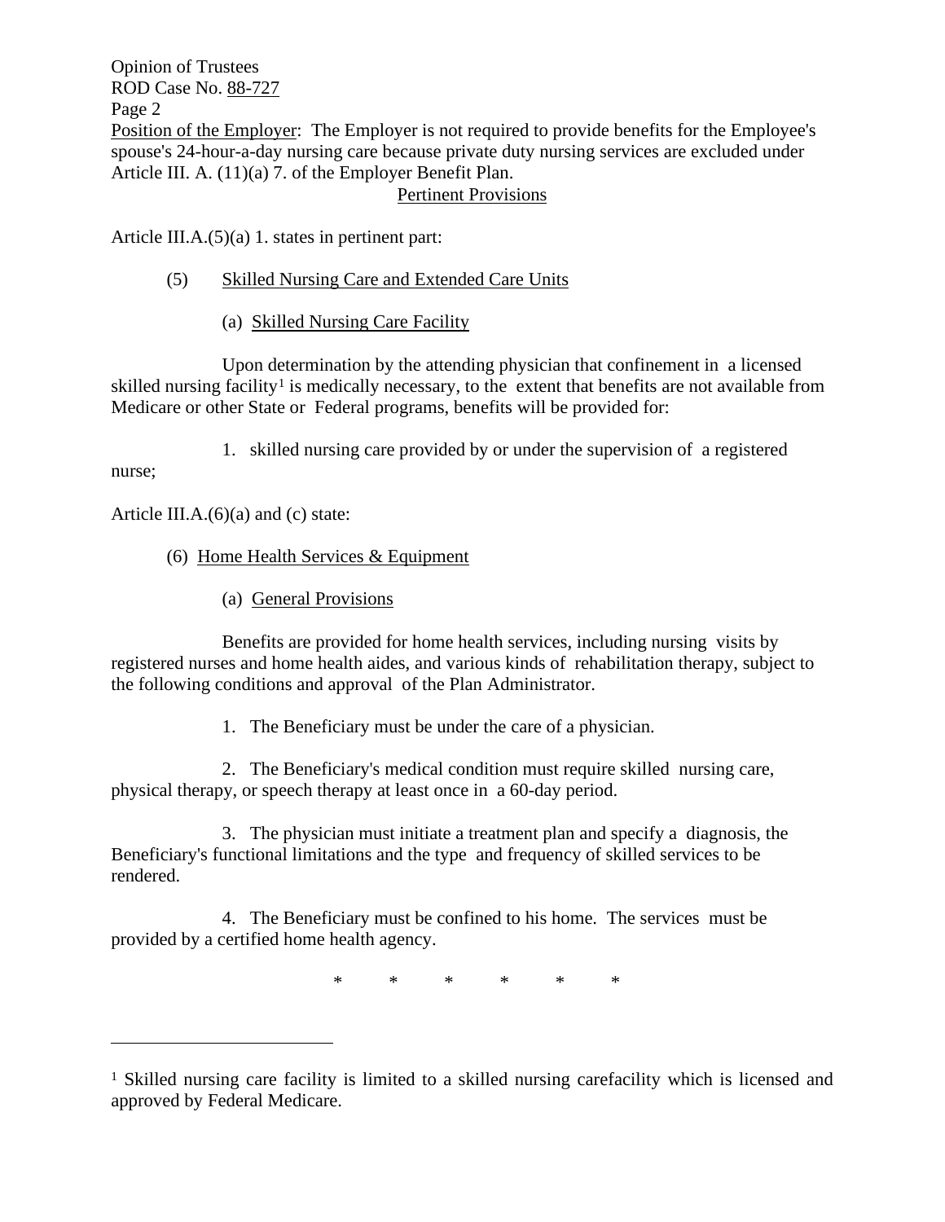Position of the Employer: The Employer is not required to provide benefits for the Employee's spouse's 24-hour-a-day nursing care because private duty nursing services are excluded under Article III. A. (11)(a) 7. of the Employer Benefit Plan.

## Pertinent Provisions

Article III.A.(5)(a) 1. states in pertinent part:

(5) Skilled Nursing Care and Extended Care Units

(a) Skilled Nursing Care Facility

Upon determination by the attending physician that confinement in a licensed skilled nursing facility[1] is medically necessary, to the extent that benefits are not available from Medicare or other State or Federal programs, benefits will be provided for:

1. skilled nursing care provided by or under the supervision of a registered nurse;

Article III.A.(6)(a) and (c) state:

(6) Home Health Services & Equipment

(a) General Provisions

Benefits are provided for home health services, including nursing visits by registered nurses and home health aides, and various kinds of rehabilitation therapy, subject to the following conditions and approval of the Plan Administrator.

1. The Beneficiary must be under the care of a physician.

2. The Beneficiary's medical condition must require skilled nursing care, physical therapy, or speech therapy at least once in a 60-day period.

3. The physician must initiate a treatment plan and specify a diagnosis, the Beneficiary's functional limitations and the type and frequency of skilled services to be rendered.

4. The Beneficiary must be confined to his home. The services must be provided by a certified home health agency.

\* \* \* \* \* \*

---

[1] Skilled nursing care facility is limited to a skilled nursing carefacility which is licensed and approved by Federal Medicare.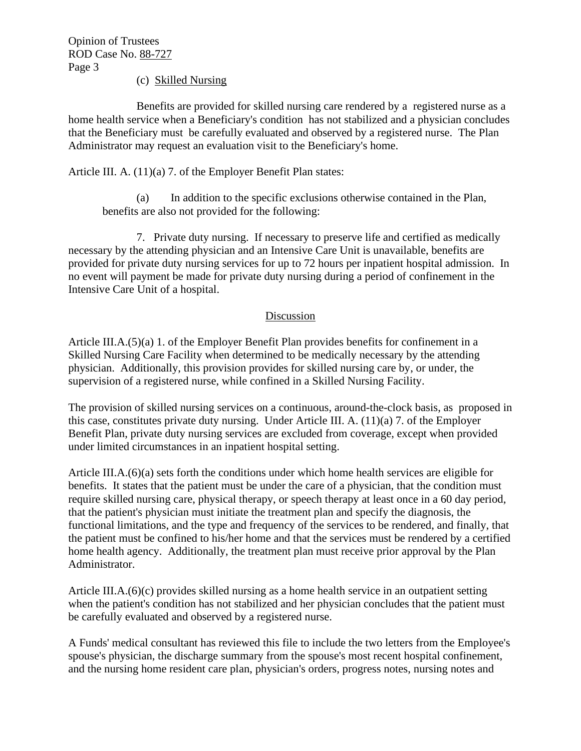(c) Skilled Nursing

Benefits are provided for skilled nursing care rendered by a registered nurse as a home health service when a Beneficiary's condition has not stabilized and a physician concludes that the Beneficiary must be carefully evaluated and observed by a registered nurse. The Plan Administrator may request an evaluation visit to the Beneficiary's home.

Article III. A. (11)(a) 7. of the Employer Benefit Plan states:

> (a) In addition to the specific exclusions otherwise contained in the Plan, benefits are also not provided for the following:
>
> 7. Private duty nursing. If necessary to preserve life and certified as medically necessary by the attending physician and an Intensive Care Unit is unavailable, benefits are provided for private duty nursing services for up to 72 hours per inpatient hospital admission. In no event will payment be made for private duty nursing during a period of confinement in the Intensive Care Unit of a hospital.

## Discussion

Article III.A.(5)(a) 1. of the Employer Benefit Plan provides benefits for confinement in a Skilled Nursing Care Facility when determined to be medically necessary by the attending physician. Additionally, this provision provides for skilled nursing care by, or under, the supervision of a registered nurse, while confined in a Skilled Nursing Facility.

The provision of skilled nursing services on a continuous, around-the-clock basis, as proposed in this case, constitutes private duty nursing. Under Article III. A. (11)(a) 7. of the Employer Benefit Plan, private duty nursing services are excluded from coverage, except when provided under limited circumstances in an inpatient hospital setting.

Article III.A.(6)(a) sets forth the conditions under which home health services are eligible for benefits. It states that the patient must be under the care of a physician, that the condition must require skilled nursing care, physical therapy, or speech therapy at least once in a 60 day period, that the patient's physician must initiate the treatment plan and specify the diagnosis, the functional limitations, and the type and frequency of the services to be rendered, and finally, that the patient must be confined to his/her home and that the services must be rendered by a certified home health agency. Additionally, the treatment plan must receive prior approval by the Plan Administrator.

Article III.A.(6)(c) provides skilled nursing as a home health service in an outpatient setting when the patient's condition has not stabilized and her physician concludes that the patient must be carefully evaluated and observed by a registered nurse.

A Funds' medical consultant has reviewed this file to include the two letters from the Employee's spouse's physician, the discharge summary from the spouse's most recent hospital confinement, and the nursing home resident care plan, physician's orders, progress notes, nursing notes and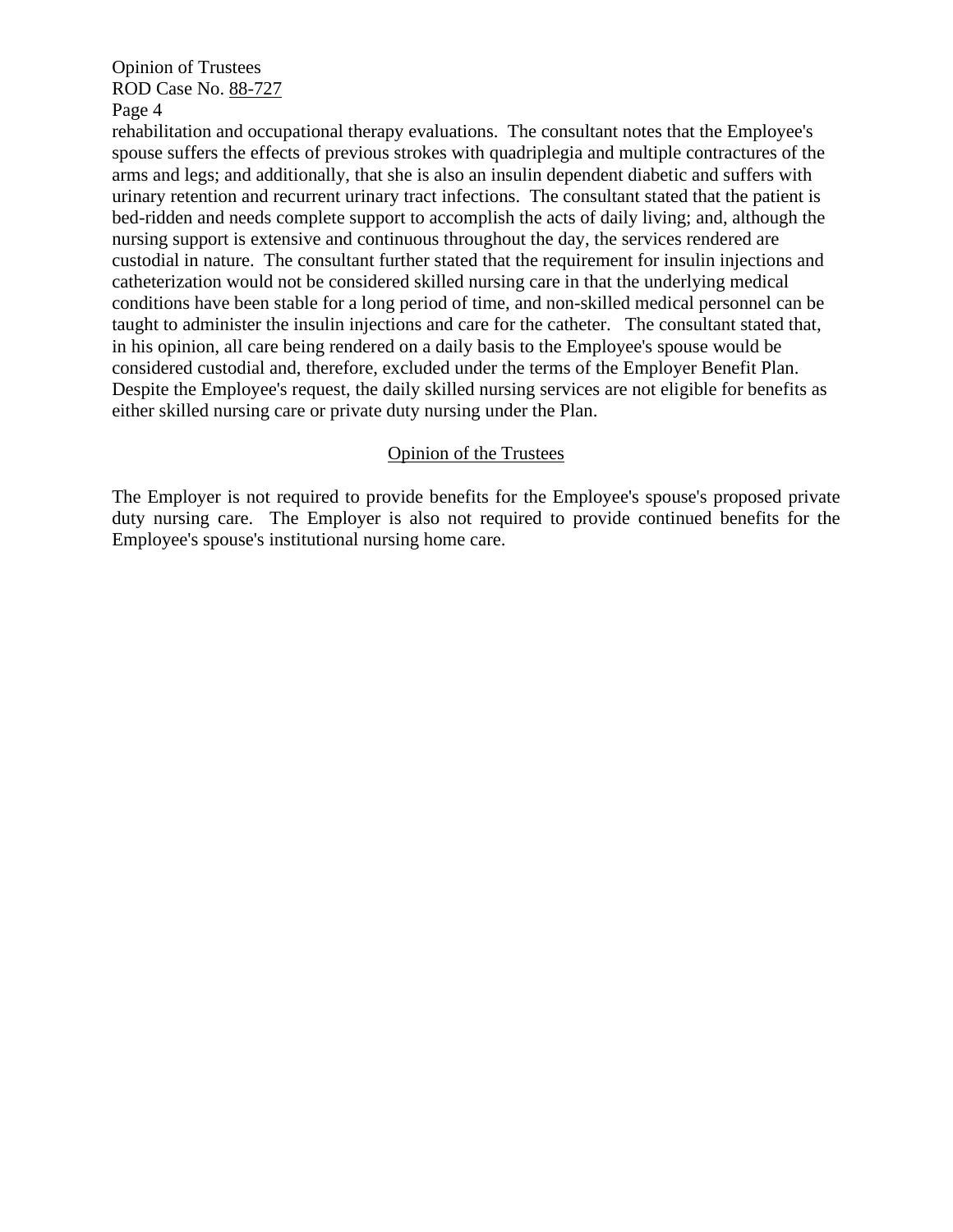rehabilitation and occupational therapy evaluations. The consultant notes that the Employee's spouse suffers the effects of previous strokes with quadriplegia and multiple contractures of the arms and legs; and additionally, that she is also an insulin dependent diabetic and suffers with urinary retention and recurrent urinary tract infections. The consultant stated that the patient is bed-ridden and needs complete support to accomplish the acts of daily living; and, although the nursing support is extensive and continuous throughout the day, the services rendered are custodial in nature. The consultant further stated that the requirement for insulin injections and catheterization would not be considered skilled nursing care in that the underlying medical conditions have been stable for a long period of time, and non-skilled medical personnel can be taught to administer the insulin injections and care for the catheter. The consultant stated that, in his opinion, all care being rendered on a daily basis to the Employee's spouse would be considered custodial and, therefore, excluded under the terms of the Employer Benefit Plan. Despite the Employee's request, the daily skilled nursing services are not eligible for benefits as either skilled nursing care or private duty nursing under the Plan.

## Opinion of the Trustees

The Employer is not required to provide benefits for the Employee's spouse's proposed private duty nursing care. The Employer is also not required to provide continued benefits for the Employee's spouse's institutional nursing home care.